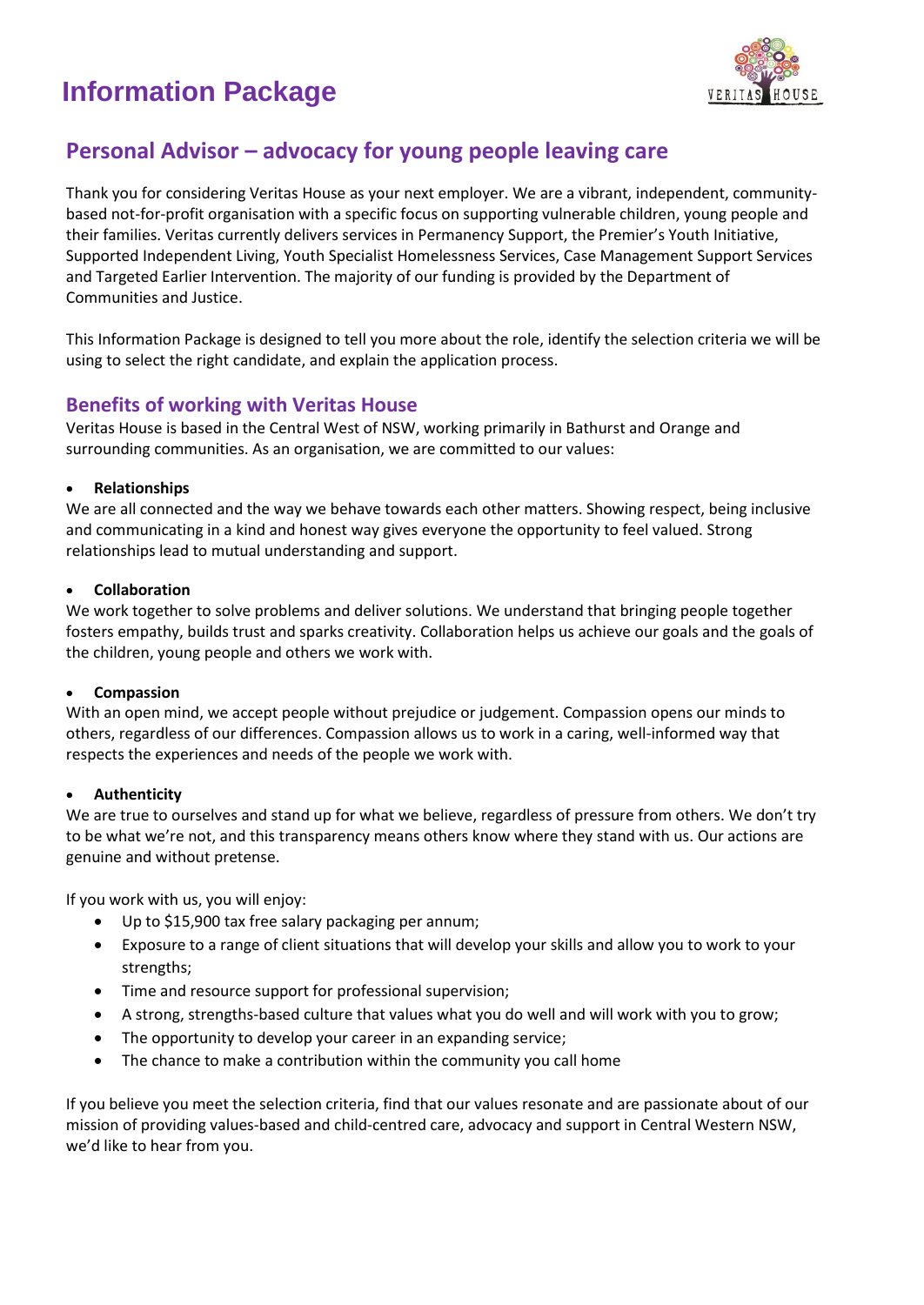# Information Package

## Personal Advisor – advocacy for young people leaving care

Thank you for considering Veritas House as your next employer. We are a vibrant, independent, community-based not-for-profit organisation with a specific focus on supporting vulnerable children, young people and their families. Veritas currently delivers services in Permanency Support, the Premier's Youth Initiative, Supported Independent Living, Youth Specialist Homelessness Services, Case Management Support Services and Targeted Earlier Intervention. The majority of our funding is provided by the Department of Communities and Justice.

This Information Package is designed to tell you more about the role, identify the selection criteria we will be using to select the right candidate, and explain the application process.

### Benefits of working with Veritas House

Veritas House is based in the Central West of NSW, working primarily in Bathurst and Orange and surrounding communities. As an organisation, we are committed to our values:

- **Relationships**

We are all connected and the way we behave towards each other matters. Showing respect, being inclusive and communicating in a kind and honest way gives everyone the opportunity to feel valued. Strong relationships lead to mutual understanding and support.

- **Collaboration**

We work together to solve problems and deliver solutions. We understand that bringing people together fosters empathy, builds trust and sparks creativity. Collaboration helps us achieve our goals and the goals of the children, young people and others we work with.

- **Compassion**

With an open mind, we accept people without prejudice or judgement. Compassion opens our minds to others, regardless of our differences. Compassion allows us to work in a caring, well-informed way that respects the experiences and needs of the people we work with.

- **Authenticity**

We are true to ourselves and stand up for what we believe, regardless of pressure from others. We don't try to be what we're not, and this transparency means others know where they stand with us. Our actions are genuine and without pretense.

If you work with us, you will enjoy:

- Up to $15,900 tax free salary packaging per annum;
- Exposure to a range of client situations that will develop your skills and allow you to work to your strengths;
- Time and resource support for professional supervision;
- A strong, strengths-based culture that values what you do well and will work with you to grow;
- The opportunity to develop your career in an expanding service;
- The chance to make a contribution within the community you call home

If you believe you meet the selection criteria, find that our values resonate and are passionate about of our mission of providing values-based and child-centred care, advocacy and support in Central Western NSW, we'd like to hear from you.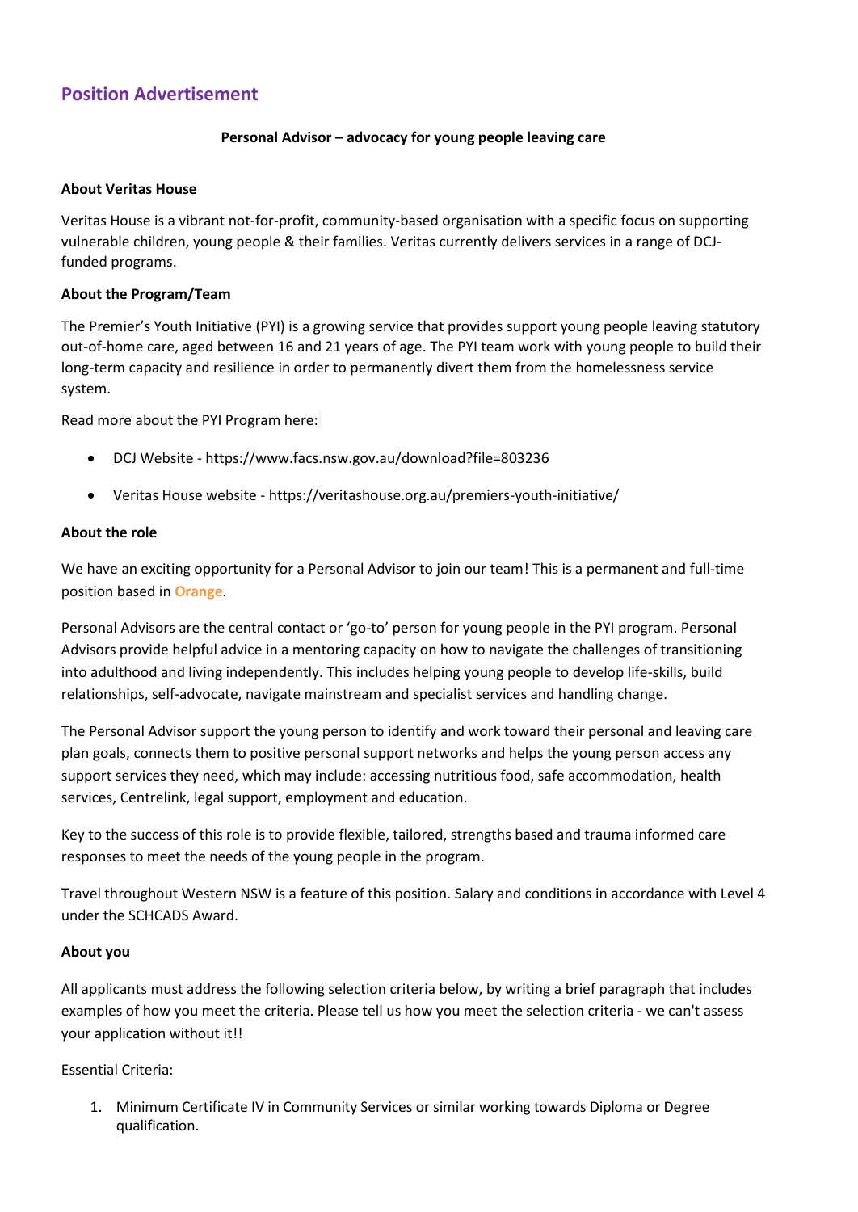## Position Advertisement

**Personal Advisor – advocacy for young people leaving care**

**About Veritas House**

Veritas House is a vibrant not-for-profit, community-based organisation with a specific focus on supporting vulnerable children, young people & their families. Veritas currently delivers services in a range of DCJ-funded programs.

**About the Program/Team**

The Premier's Youth Initiative (PYI) is a growing service that provides support young people leaving statutory out-of-home care, aged between 16 and 21 years of age. The PYI team work with young people to build their long-term capacity and resilience in order to permanently divert them from the homelessness service system.

Read more about the PYI Program here:

- DCJ Website - https://www.facs.nsw.gov.au/download?file=803236
- Veritas House website - https://veritashouse.org.au/premiers-youth-initiative/

**About the role**

We have an exciting opportunity for a Personal Advisor to join our team! This is a permanent and full-time position based in **Orange**.

Personal Advisors are the central contact or 'go-to' person for young people in the PYI program. Personal Advisors provide helpful advice in a mentoring capacity on how to navigate the challenges of transitioning into adulthood and living independently. This includes helping young people to develop life-skills, build relationships, self-advocate, navigate mainstream and specialist services and handling change.

The Personal Advisor support the young person to identify and work toward their personal and leaving care plan goals, connects them to positive personal support networks and helps the young person access any support services they need, which may include: accessing nutritious food, safe accommodation, health services, Centrelink, legal support, employment and education.

Key to the success of this role is to provide flexible, tailored, strengths based and trauma informed care responses to meet the needs of the young people in the program.

Travel throughout Western NSW is a feature of this position. Salary and conditions in accordance with Level 4 under the SCHCADS Award.

**About you**

All applicants must address the following selection criteria below, by writing a brief paragraph that includes examples of how you meet the criteria. Please tell us how you meet the selection criteria - we can't assess your application without it!!

Essential Criteria:

1. Minimum Certificate IV in Community Services or similar working towards Diploma or Degree qualification.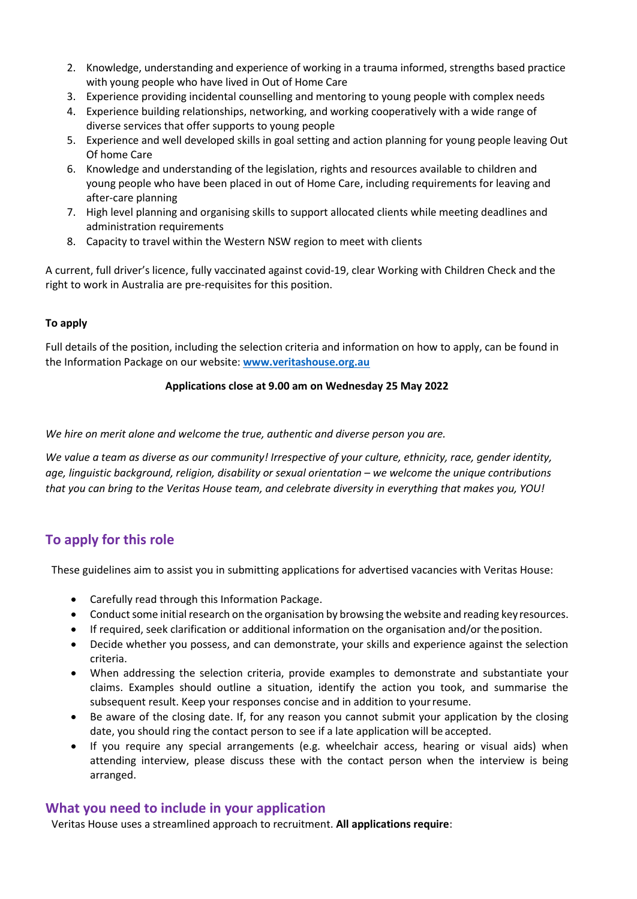2. Knowledge, understanding and experience of working in a trauma informed, strengths based practice with young people who have lived in Out of Home Care
3. Experience providing incidental counselling and mentoring to young people with complex needs
4. Experience building relationships, networking, and working cooperatively with a wide range of diverse services that offer supports to young people
5. Experience and well developed skills in goal setting and action planning for young people leaving Out Of home Care
6. Knowledge and understanding of the legislation, rights and resources available to children and young people who have been placed in out of Home Care, including requirements for leaving and after-care planning
7. High level planning and organising skills to support allocated clients while meeting deadlines and administration requirements
8. Capacity to travel within the Western NSW region to meet with clients

A current, full driver's licence, fully vaccinated against covid-19, clear Working with Children Check and the right to work in Australia are pre-requisites for this position.

**To apply**

Full details of the position, including the selection criteria and information on how to apply, can be found in the Information Package on our website: **[www.veritashouse.org.au](www.veritashouse.org.au)**

**Applications close at 9.00 am on Wednesday 25 May 2022**

*We hire on merit alone and welcome the true, authentic and diverse person you are.*

*We value a team as diverse as our community! Irrespective of your culture, ethnicity, race, gender identity, age, linguistic background, religion, disability or sexual orientation – we welcome the unique contributions that you can bring to the Veritas House team, and celebrate diversity in everything that makes you, YOU!*

## To apply for this role

These guidelines aim to assist you in submitting applications for advertised vacancies with Veritas House:

- Carefully read through this Information Package.
- Conduct some initial research on the organisation by browsing the website and reading key resources.
- If required, seek clarification or additional information on the organisation and/or the position.
- Decide whether you possess, and can demonstrate, your skills and experience against the selection criteria.
- When addressing the selection criteria, provide examples to demonstrate and substantiate your claims. Examples should outline a situation, identify the action you took, and summarise the subsequent result. Keep your responses concise and in addition to your resume.
- Be aware of the closing date. If, for any reason you cannot submit your application by the closing date, you should ring the contact person to see if a late application will be accepted.
- If you require any special arrangements (e.g. wheelchair access, hearing or visual aids) when attending interview, please discuss these with the contact person when the interview is being arranged.

## What you need to include in your application

Veritas House uses a streamlined approach to recruitment. **All applications require**: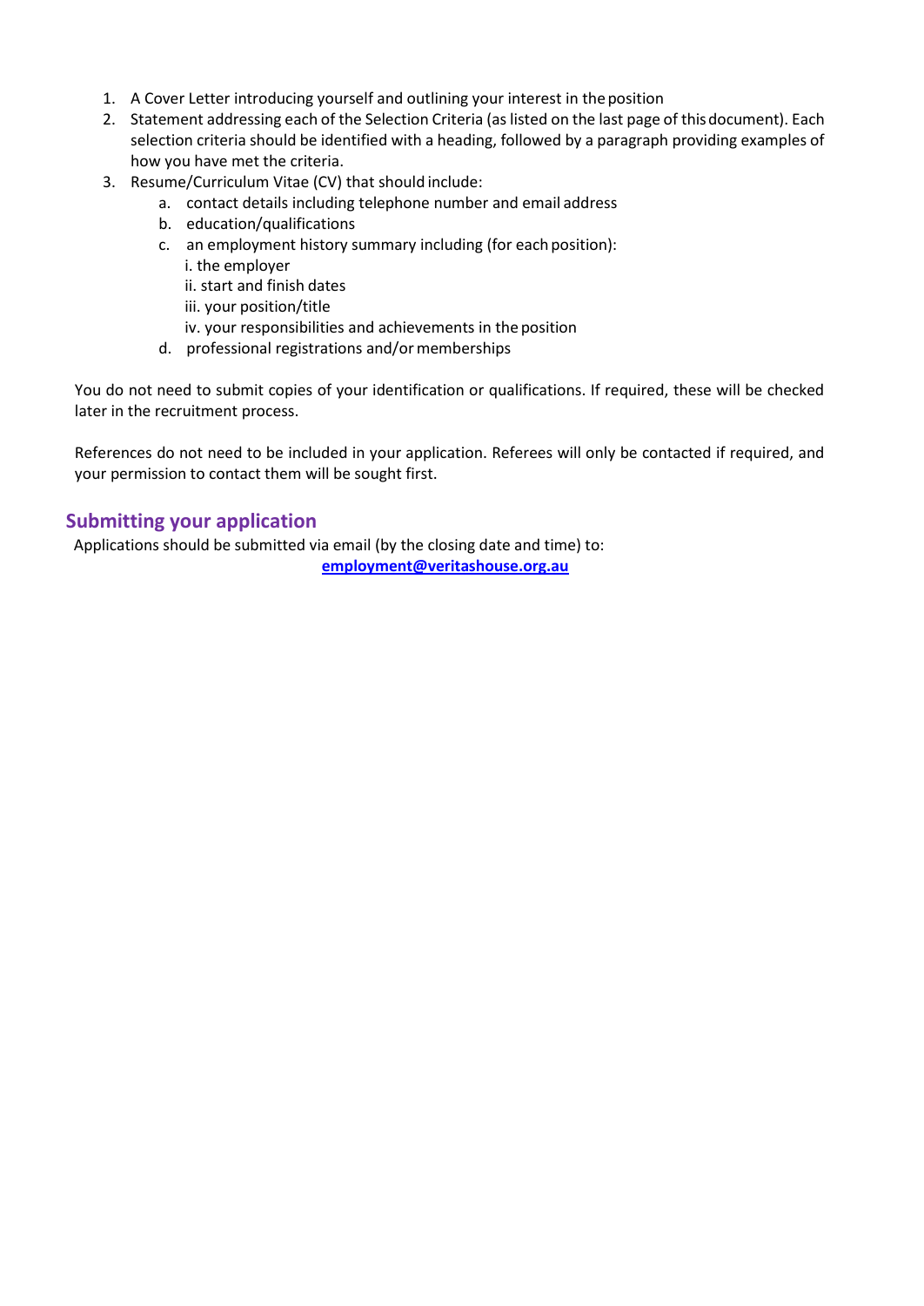1. A Cover Letter introducing yourself and outlining your interest in the position
2. Statement addressing each of the Selection Criteria (as listed on the last page of this document). Each selection criteria should be identified with a heading, followed by a paragraph providing examples of how you have met the criteria.
3. Resume/Curriculum Vitae (CV) that should include:
   a. contact details including telephone number and email address
   b. education/qualifications
   c. an employment history summary including (for each position):
      i. the employer
      ii. start and finish dates
      iii. your position/title
      iv. your responsibilities and achievements in the position
   d. professional registrations and/or memberships

You do not need to submit copies of your identification or qualifications. If required, these will be checked later in the recruitment process.

References do not need to be included in your application. Referees will only be contacted if required, and your permission to contact them will be sought first.

## Submitting your application

Applications should be submitted via email (by the closing date and time) to:

**employment@veritashouse.org.au**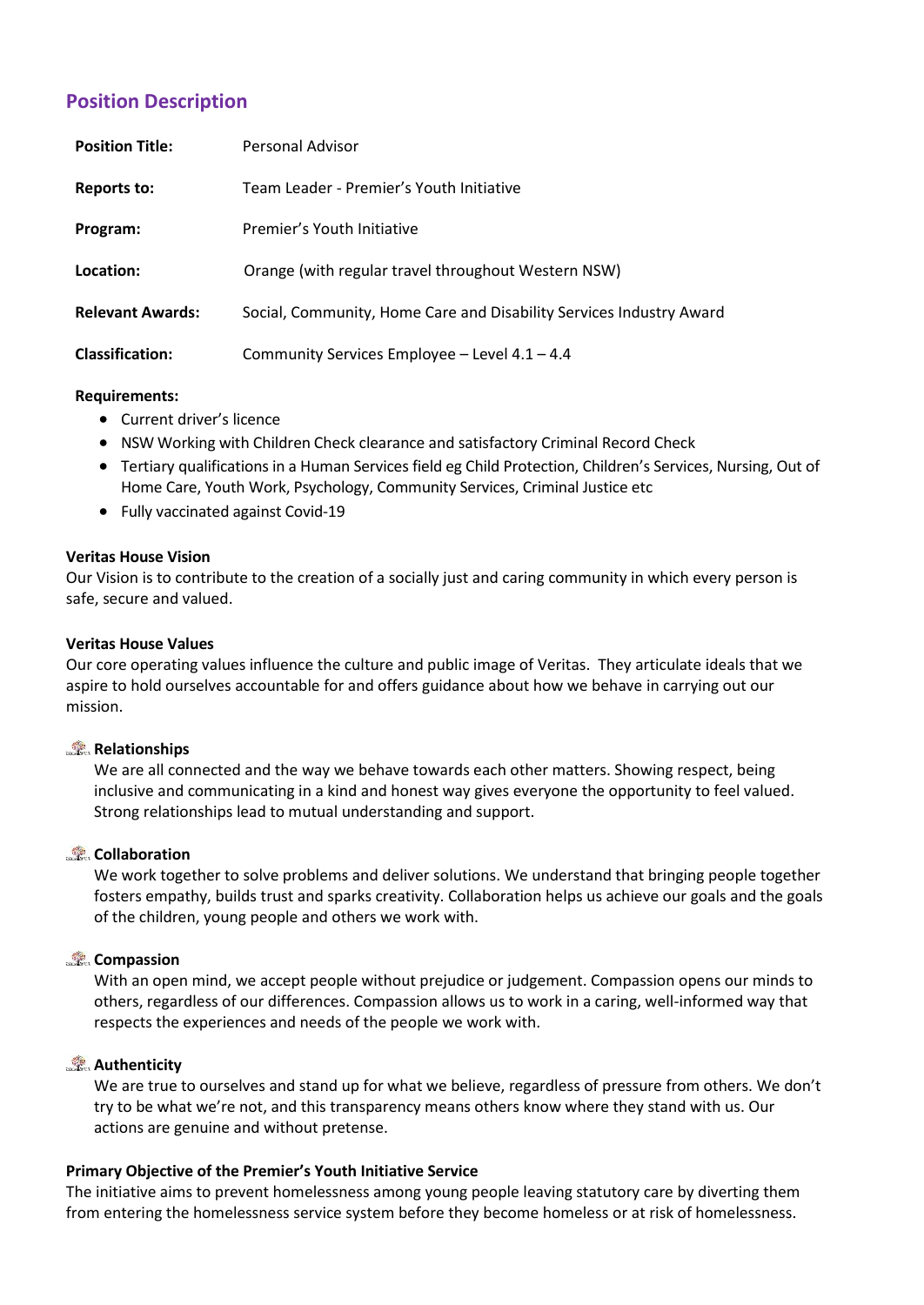## Position Description

| | |
|---|---|
| **Position Title:** | Personal Advisor |
| **Reports to:** | Team Leader - Premier's Youth Initiative |
| **Program:** | Premier's Youth Initiative |
| **Location:** | Orange (with regular travel throughout Western NSW) |
| **Relevant Awards:** | Social, Community, Home Care and Disability Services Industry Award |
| **Classification:** | Community Services Employee – Level 4.1 – 4.4 |

**Requirements:**

- Current driver's licence
- NSW Working with Children Check clearance and satisfactory Criminal Record Check
- Tertiary qualifications in a Human Services field eg Child Protection, Children's Services, Nursing, Out of Home Care, Youth Work, Psychology, Community Services, Criminal Justice etc
- Fully vaccinated against Covid-19

**Veritas House Vision**

Our Vision is to contribute to the creation of a socially just and caring community in which every person is safe, secure and valued.

**Veritas House Values**

Our core operating values influence the culture and public image of Veritas. They articulate ideals that we aspire to hold ourselves accountable for and offers guidance about how we behave in carrying out our mission.

**Relationships**

We are all connected and the way we behave towards each other matters. Showing respect, being inclusive and communicating in a kind and honest way gives everyone the opportunity to feel valued. Strong relationships lead to mutual understanding and support.

**Collaboration**

We work together to solve problems and deliver solutions. We understand that bringing people together fosters empathy, builds trust and sparks creativity. Collaboration helps us achieve our goals and the goals of the children, young people and others we work with.

**Compassion**

With an open mind, we accept people without prejudice or judgement. Compassion opens our minds to others, regardless of our differences. Compassion allows us to work in a caring, well-informed way that respects the experiences and needs of the people we work with.

**Authenticity**

We are true to ourselves and stand up for what we believe, regardless of pressure from others. We don't try to be what we're not, and this transparency means others know where they stand with us. Our actions are genuine and without pretense.

**Primary Objective of the Premier's Youth Initiative Service**

The initiative aims to prevent homelessness among young people leaving statutory care by diverting them from entering the homelessness service system before they become homeless or at risk of homelessness.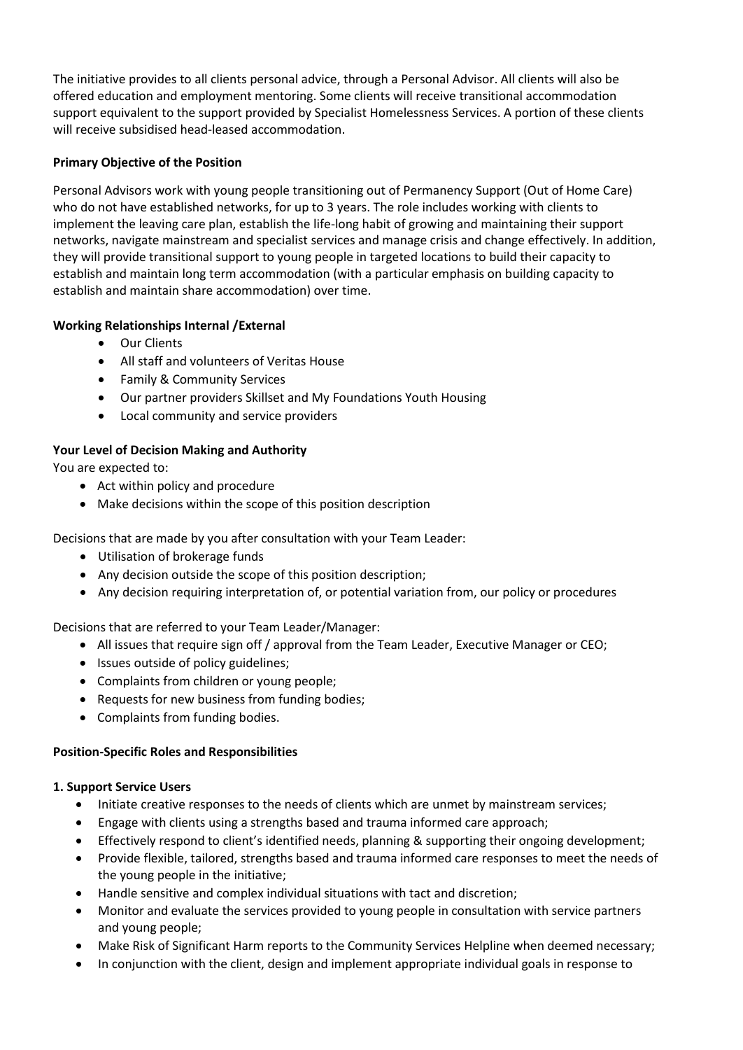The initiative provides to all clients personal advice, through a Personal Advisor. All clients will also be offered education and employment mentoring. Some clients will receive transitional accommodation support equivalent to the support provided by Specialist Homelessness Services. A portion of these clients will receive subsidised head-leased accommodation.

**Primary Objective of the Position**

Personal Advisors work with young people transitioning out of Permanency Support (Out of Home Care) who do not have established networks, for up to 3 years. The role includes working with clients to implement the leaving care plan, establish the life-long habit of growing and maintaining their support networks, navigate mainstream and specialist services and manage crisis and change effectively. In addition, they will provide transitional support to young people in targeted locations to build their capacity to establish and maintain long term accommodation (with a particular emphasis on building capacity to establish and maintain share accommodation) over time.

**Working Relationships Internal /External**

- Our Clients
- All staff and volunteers of Veritas House
- Family & Community Services
- Our partner providers Skillset and My Foundations Youth Housing
- Local community and service providers

**Your Level of Decision Making and Authority**

You are expected to:

- Act within policy and procedure
- Make decisions within the scope of this position description

Decisions that are made by you after consultation with your Team Leader:

- Utilisation of brokerage funds
- Any decision outside the scope of this position description;
- Any decision requiring interpretation of, or potential variation from, our policy or procedures

Decisions that are referred to your Team Leader/Manager:

- All issues that require sign off / approval from the Team Leader, Executive Manager or CEO;
- Issues outside of policy guidelines;
- Complaints from children or young people;
- Requests for new business from funding bodies;
- Complaints from funding bodies.

**Position-Specific Roles and Responsibilities**

**1. Support Service Users**

- Initiate creative responses to the needs of clients which are unmet by mainstream services;
- Engage with clients using a strengths based and trauma informed care approach;
- Effectively respond to client's identified needs, planning & supporting their ongoing development;
- Provide flexible, tailored, strengths based and trauma informed care responses to meet the needs of the young people in the initiative;
- Handle sensitive and complex individual situations with tact and discretion;
- Monitor and evaluate the services provided to young people in consultation with service partners and young people;
- Make Risk of Significant Harm reports to the Community Services Helpline when deemed necessary;
- In conjunction with the client, design and implement appropriate individual goals in response to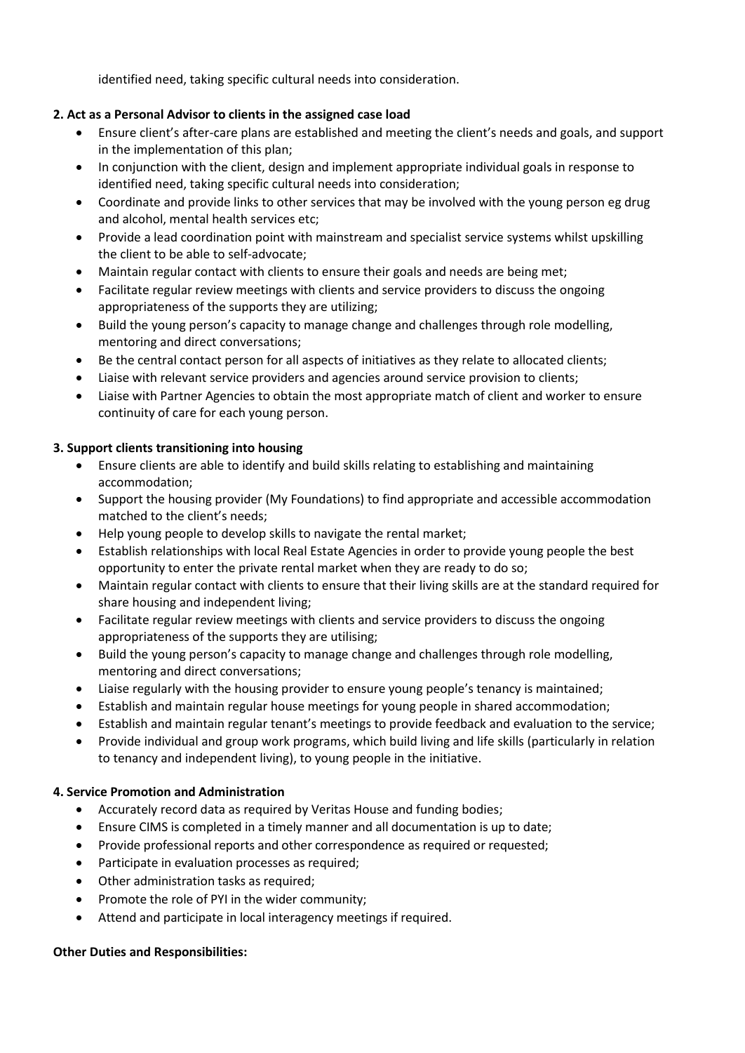identified need, taking specific cultural needs into consideration.

**2. Act as a Personal Advisor to clients in the assigned case load**

- Ensure client's after-care plans are established and meeting the client's needs and goals, and support in the implementation of this plan;
- In conjunction with the client, design and implement appropriate individual goals in response to identified need, taking specific cultural needs into consideration;
- Coordinate and provide links to other services that may be involved with the young person eg drug and alcohol, mental health services etc;
- Provide a lead coordination point with mainstream and specialist service systems whilst upskilling the client to be able to self-advocate;
- Maintain regular contact with clients to ensure their goals and needs are being met;
- Facilitate regular review meetings with clients and service providers to discuss the ongoing appropriateness of the supports they are utilizing;
- Build the young person's capacity to manage change and challenges through role modelling, mentoring and direct conversations;
- Be the central contact person for all aspects of initiatives as they relate to allocated clients;
- Liaise with relevant service providers and agencies around service provision to clients;
- Liaise with Partner Agencies to obtain the most appropriate match of client and worker to ensure continuity of care for each young person.

**3. Support clients transitioning into housing**

- Ensure clients are able to identify and build skills relating to establishing and maintaining accommodation;
- Support the housing provider (My Foundations) to find appropriate and accessible accommodation matched to the client's needs;
- Help young people to develop skills to navigate the rental market;
- Establish relationships with local Real Estate Agencies in order to provide young people the best opportunity to enter the private rental market when they are ready to do so;
- Maintain regular contact with clients to ensure that their living skills are at the standard required for share housing and independent living;
- Facilitate regular review meetings with clients and service providers to discuss the ongoing appropriateness of the supports they are utilising;
- Build the young person's capacity to manage change and challenges through role modelling, mentoring and direct conversations;
- Liaise regularly with the housing provider to ensure young people's tenancy is maintained;
- Establish and maintain regular house meetings for young people in shared accommodation;
- Establish and maintain regular tenant's meetings to provide feedback and evaluation to the service;
- Provide individual and group work programs, which build living and life skills (particularly in relation to tenancy and independent living), to young people in the initiative.

**4. Service Promotion and Administration**

- Accurately record data as required by Veritas House and funding bodies;
- Ensure CIMS is completed in a timely manner and all documentation is up to date;
- Provide professional reports and other correspondence as required or requested;
- Participate in evaluation processes as required;
- Other administration tasks as required;
- Promote the role of PYI in the wider community;
- Attend and participate in local interagency meetings if required.

**Other Duties and Responsibilities:**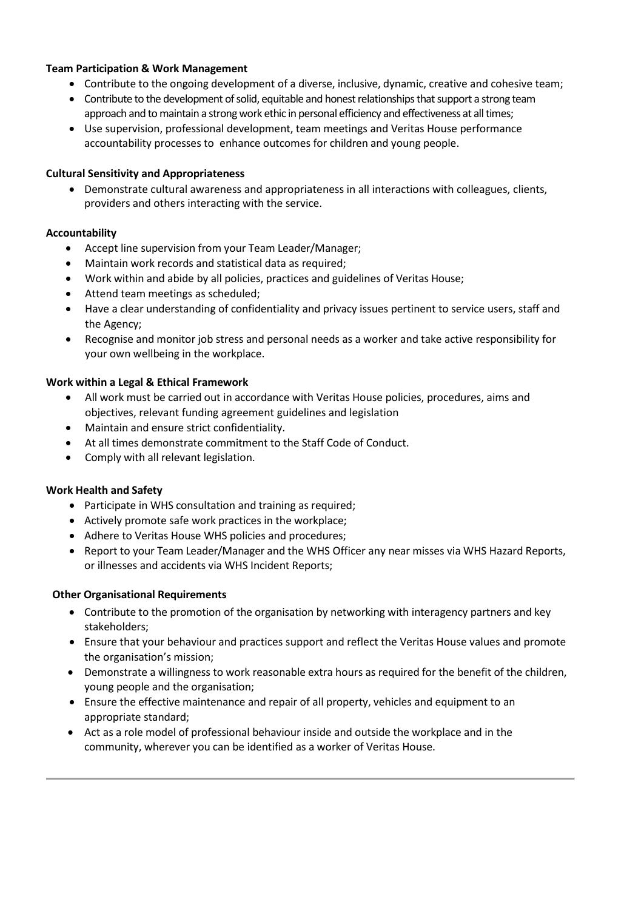**Team Participation & Work Management**

- Contribute to the ongoing development of a diverse, inclusive, dynamic, creative and cohesive team;
- Contribute to the development of solid, equitable and honest relationships that support a strong team approach and to maintain a strong work ethic in personal efficiency and effectiveness at all times;
- Use supervision, professional development, team meetings and Veritas House performance accountability processes to enhance outcomes for children and young people.

**Cultural Sensitivity and Appropriateness**

- Demonstrate cultural awareness and appropriateness in all interactions with colleagues, clients, providers and others interacting with the service.

**Accountability**

- Accept line supervision from your Team Leader/Manager;
- Maintain work records and statistical data as required;
- Work within and abide by all policies, practices and guidelines of Veritas House;
- Attend team meetings as scheduled;
- Have a clear understanding of confidentiality and privacy issues pertinent to service users, staff and the Agency;
- Recognise and monitor job stress and personal needs as a worker and take active responsibility for your own wellbeing in the workplace.

**Work within a Legal & Ethical Framework**

- All work must be carried out in accordance with Veritas House policies, procedures, aims and objectives, relevant funding agreement guidelines and legislation
- Maintain and ensure strict confidentiality.
- At all times demonstrate commitment to the Staff Code of Conduct.
- Comply with all relevant legislation.

**Work Health and Safety**

- Participate in WHS consultation and training as required;
- Actively promote safe work practices in the workplace;
- Adhere to Veritas House WHS policies and procedures;
- Report to your Team Leader/Manager and the WHS Officer any near misses via WHS Hazard Reports, or illnesses and accidents via WHS Incident Reports;

**Other Organisational Requirements**

- Contribute to the promotion of the organisation by networking with interagency partners and key stakeholders;
- Ensure that your behaviour and practices support and reflect the Veritas House values and promote the organisation's mission;
- Demonstrate a willingness to work reasonable extra hours as required for the benefit of the children, young people and the organisation;
- Ensure the effective maintenance and repair of all property, vehicles and equipment to an appropriate standard;
- Act as a role model of professional behaviour inside and outside the workplace and in the community, wherever you can be identified as a worker of Veritas House.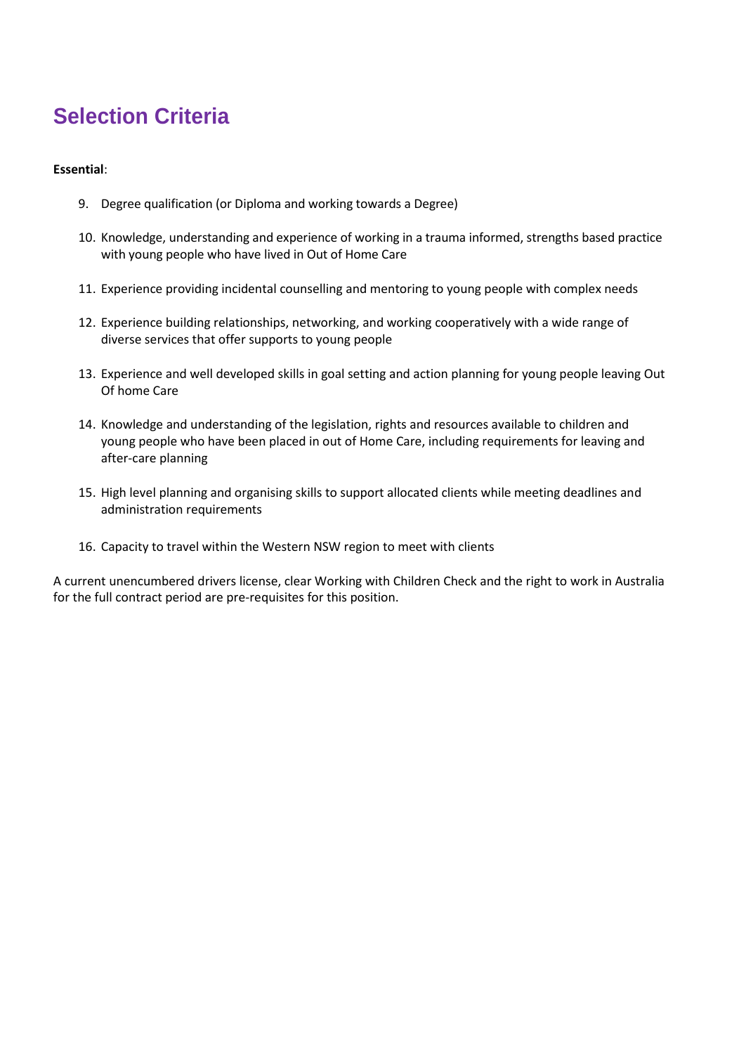## Selection Criteria

**Essential**:

9. Degree qualification (or Diploma and working towards a Degree)
10. Knowledge, understanding and experience of working in a trauma informed, strengths based practice with young people who have lived in Out of Home Care
11. Experience providing incidental counselling and mentoring to young people with complex needs
12. Experience building relationships, networking, and working cooperatively with a wide range of diverse services that offer supports to young people
13. Experience and well developed skills in goal setting and action planning for young people leaving Out Of home Care
14. Knowledge and understanding of the legislation, rights and resources available to children and young people who have been placed in out of Home Care, including requirements for leaving and after-care planning
15. High level planning and organising skills to support allocated clients while meeting deadlines and administration requirements
16. Capacity to travel within the Western NSW region to meet with clients

A current unencumbered drivers license, clear Working with Children Check and the right to work in Australia for the full contract period are pre-requisites for this position.